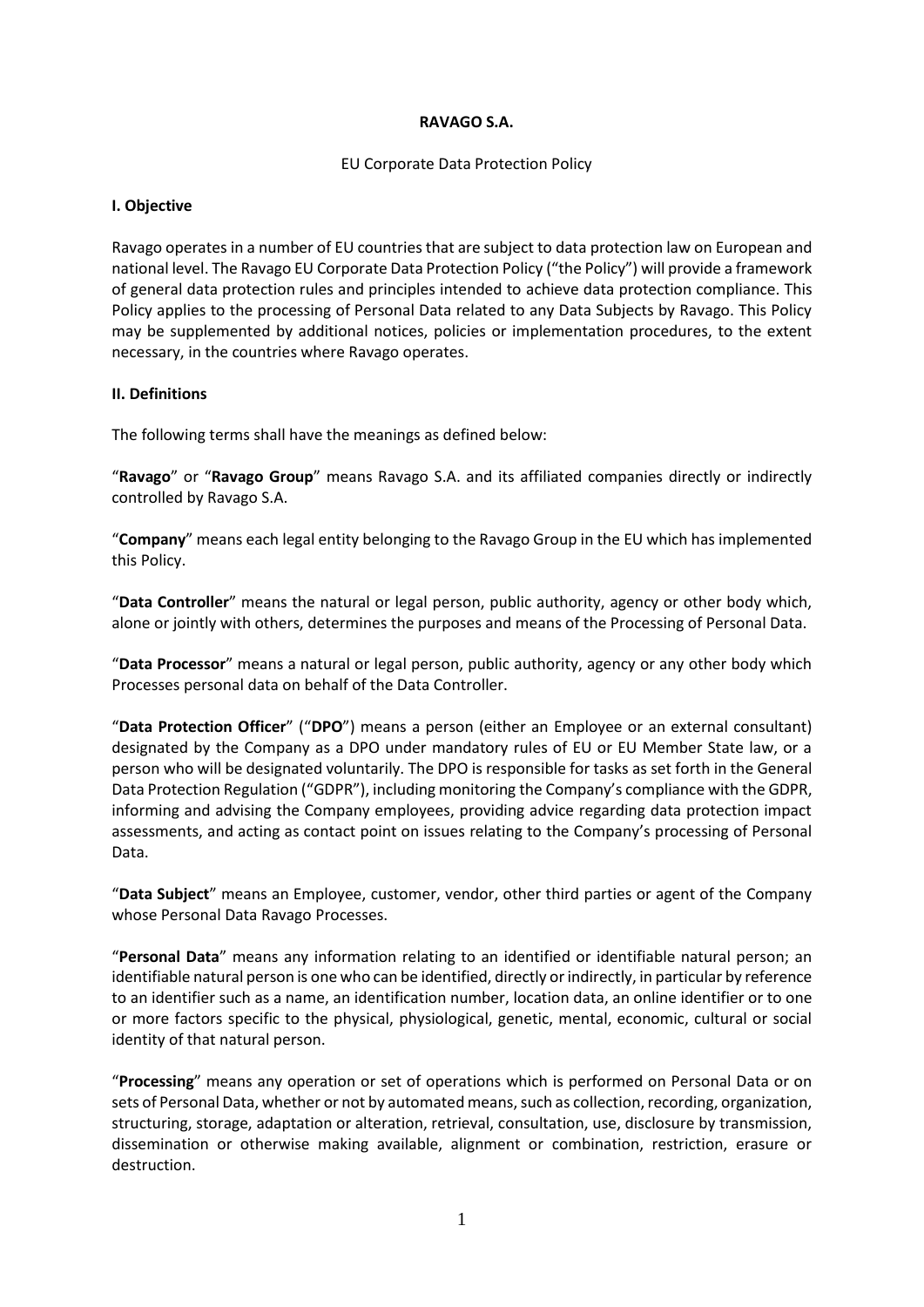**RAVAGO S.A.**

EU Corporate Data Protection Policy

**I. Objective**

Ravago operates in a number of EU countries that are subject to data protection law on European and national level. The Ravago EU Corporate Data Protection Policy ("the Policy") will provide a framework of general data protection rules and principles intended to achieve data protection compliance. This Policy applies to the processing of Personal Data related to any Data Subjects by Ravago. This Policy may be supplemented by additional notices, policies or implementation procedures, to the extent necessary, in the countries where Ravago operates.

**II. Definitions**

The following terms shall have the meanings as defined below:

"**Ravago**" or "**Ravago Group**" means Ravago S.A. and its affiliated companies directly or indirectly controlled by Ravago S.A.

"**Company**" means each legal entity belonging to the Ravago Group in the EU which has implemented this Policy.

"**Data Controller**" means the natural or legal person, public authority, agency or other body which, alone or jointly with others, determines the purposes and means of the Processing of Personal Data.

"**Data Processor**" means a natural or legal person, public authority, agency or any other body which Processes personal data on behalf of the Data Controller.

"**Data Protection Officer**" ("**DPO**") means a person (either an Employee or an external consultant) designated by the Company as a DPO under mandatory rules of EU or EU Member State law, or a person who will be designated voluntarily. The DPO is responsible for tasks as set forth in the General Data Protection Regulation ("GDPR"), including monitoring the Company's compliance with the GDPR, informing and advising the Company employees, providing advice regarding data protection impact assessments, and acting as contact point on issues relating to the Company's processing of Personal Data.

"**Data Subject**" means an Employee, customer, vendor, other third parties or agent of the Company whose Personal Data Ravago Processes.

"**Personal Data**" means any information relating to an identified or identifiable natural person; an identifiable natural person is one who can be identified, directly or indirectly, in particular by reference to an identifier such as a name, an identification number, location data, an online identifier or to one or more factors specific to the physical, physiological, genetic, mental, economic, cultural or social identity of that natural person.

"**Processing**" means any operation or set of operations which is performed on Personal Data or on sets of Personal Data, whether or not by automated means, such as collection, recording, organization, structuring, storage, adaptation or alteration, retrieval, consultation, use, disclosure by transmission, dissemination or otherwise making available, alignment or combination, restriction, erasure or destruction.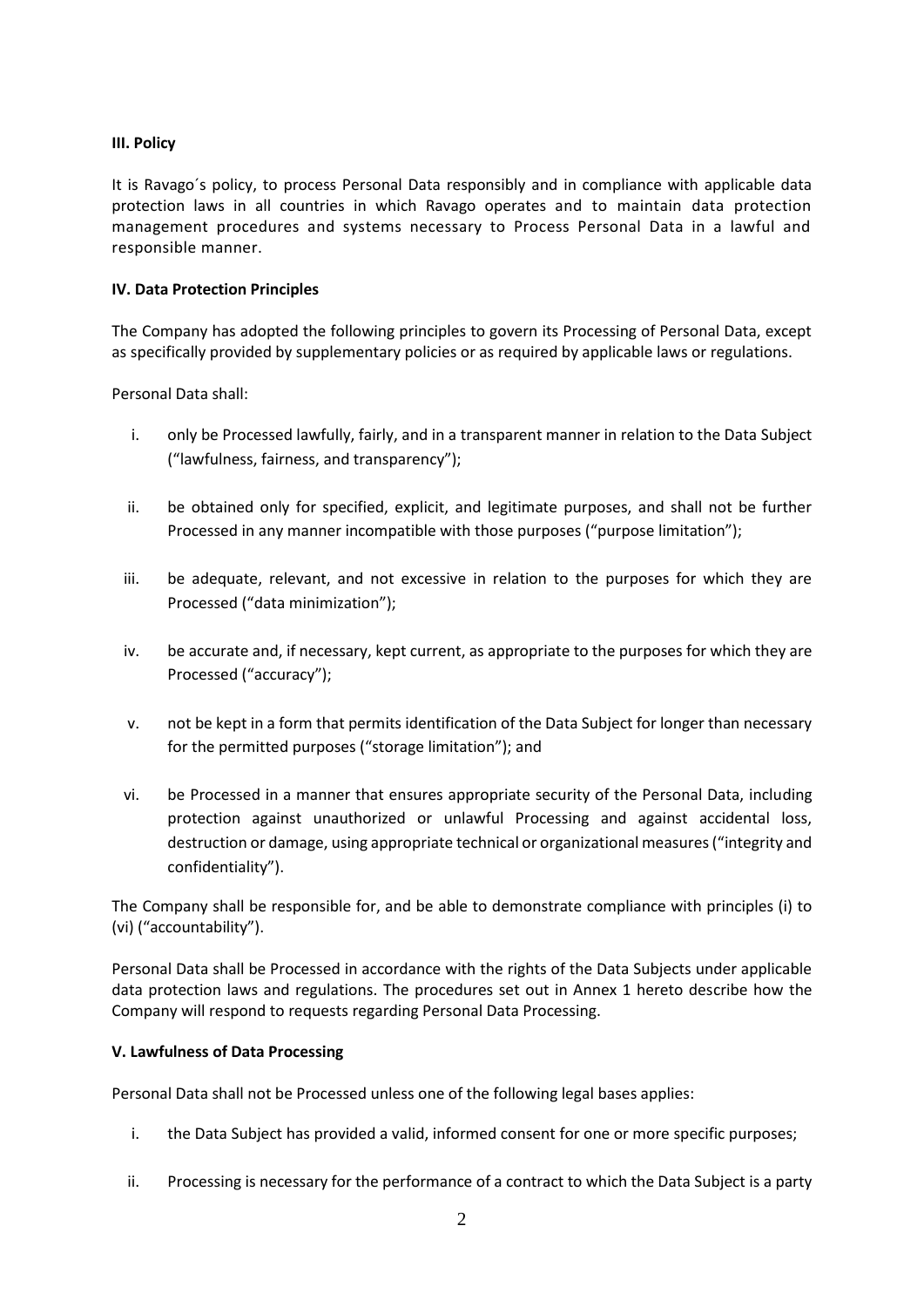**III. Policy**

It is Ravago´s policy, to process Personal Data responsibly and in compliance with applicable data protection laws in all countries in which Ravago operates and to maintain data protection management procedures and systems necessary to Process Personal Data in a lawful and responsible manner.

**IV. Data Protection Principles**

The Company has adopted the following principles to govern its Processing of Personal Data, except as specifically provided by supplementary policies or as required by applicable laws or regulations.

Personal Data shall:

i. only be Processed lawfully, fairly, and in a transparent manner in relation to the Data Subject ("lawfulness, fairness, and transparency");

ii. be obtained only for specified, explicit, and legitimate purposes, and shall not be further Processed in any manner incompatible with those purposes ("purpose limitation");

iii. be adequate, relevant, and not excessive in relation to the purposes for which they are Processed ("data minimization");

iv. be accurate and, if necessary, kept current, as appropriate to the purposes for which they are Processed ("accuracy");

v. not be kept in a form that permits identification of the Data Subject for longer than necessary for the permitted purposes ("storage limitation"); and

vi. be Processed in a manner that ensures appropriate security of the Personal Data, including protection against unauthorized or unlawful Processing and against accidental loss, destruction or damage, using appropriate technical or organizational measures ("integrity and confidentiality").

The Company shall be responsible for, and be able to demonstrate compliance with principles (i) to (vi) ("accountability").

Personal Data shall be Processed in accordance with the rights of the Data Subjects under applicable data protection laws and regulations. The procedures set out in Annex 1 hereto describe how the Company will respond to requests regarding Personal Data Processing.

**V. Lawfulness of Data Processing**

Personal Data shall not be Processed unless one of the following legal bases applies:

i. the Data Subject has provided a valid, informed consent for one or more specific purposes;

ii. Processing is necessary for the performance of a contract to which the Data Subject is a party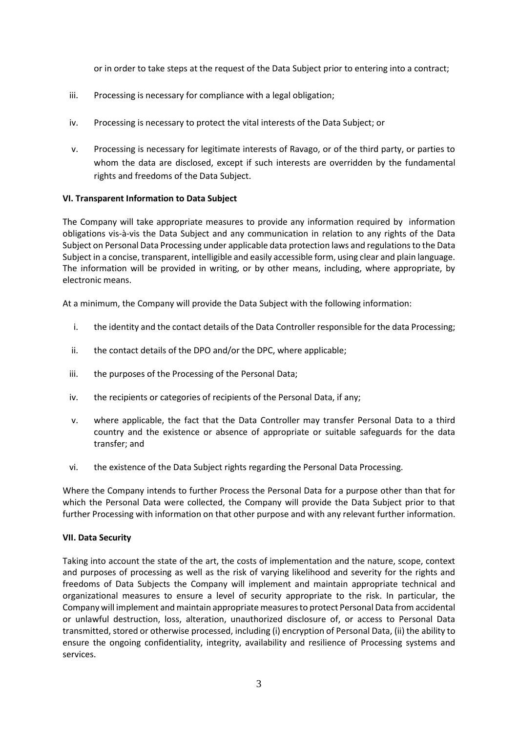or in order to take steps at the request of the Data Subject prior to entering into a contract;

iii. Processing is necessary for compliance with a legal obligation;

iv. Processing is necessary to protect the vital interests of the Data Subject; or

v. Processing is necessary for legitimate interests of Ravago, or of the third party, or parties to whom the data are disclosed, except if such interests are overridden by the fundamental rights and freedoms of the Data Subject.

**VI. Transparent Information to Data Subject**

The Company will take appropriate measures to provide any information required by information obligations vis-à-vis the Data Subject and any communication in relation to any rights of the Data Subject on Personal Data Processing under applicable data protection laws and regulations to the Data Subject in a concise, transparent, intelligible and easily accessible form, using clear and plain language. The information will be provided in writing, or by other means, including, where appropriate, by electronic means.

At a minimum, the Company will provide the Data Subject with the following information:

i. the identity and the contact details of the Data Controller responsible for the data Processing;

ii. the contact details of the DPO and/or the DPC, where applicable;

iii. the purposes of the Processing of the Personal Data;

iv. the recipients or categories of recipients of the Personal Data, if any;

v. where applicable, the fact that the Data Controller may transfer Personal Data to a third country and the existence or absence of appropriate or suitable safeguards for the data transfer; and

vi. the existence of the Data Subject rights regarding the Personal Data Processing.

Where the Company intends to further Process the Personal Data for a purpose other than that for which the Personal Data were collected, the Company will provide the Data Subject prior to that further Processing with information on that other purpose and with any relevant further information.

**VII. Data Security**

Taking into account the state of the art, the costs of implementation and the nature, scope, context and purposes of processing as well as the risk of varying likelihood and severity for the rights and freedoms of Data Subjects the Company will implement and maintain appropriate technical and organizational measures to ensure a level of security appropriate to the risk. In particular, the Company will implement and maintain appropriate measures to protect Personal Data from accidental or unlawful destruction, loss, alteration, unauthorized disclosure of, or access to Personal Data transmitted, stored or otherwise processed, including (i) encryption of Personal Data, (ii) the ability to ensure the ongoing confidentiality, integrity, availability and resilience of Processing systems and services.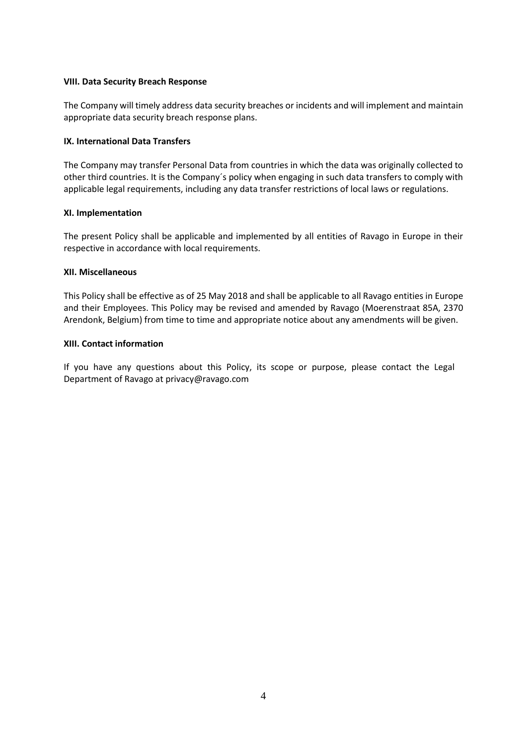**VIII. Data Security Breach Response**

The Company will timely address data security breaches or incidents and will implement and maintain appropriate data security breach response plans.

**IX. International Data Transfers**

The Company may transfer Personal Data from countries in which the data was originally collected to other third countries. It is the Company´s policy when engaging in such data transfers to comply with applicable legal requirements, including any data transfer restrictions of local laws or regulations.

**XI. Implementation**

The present Policy shall be applicable and implemented by all entities of Ravago in Europe in their respective in accordance with local requirements.

**XII. Miscellaneous**

This Policy shall be effective as of 25 May 2018 and shall be applicable to all Ravago entities in Europe and their Employees. This Policy may be revised and amended by Ravago (Moerenstraat 85A, 2370 Arendonk, Belgium) from time to time and appropriate notice about any amendments will be given.

**XIII. Contact information**

If you have any questions about this Policy, its scope or purpose, please contact the Legal Department of Ravago at privacy@ravago.com